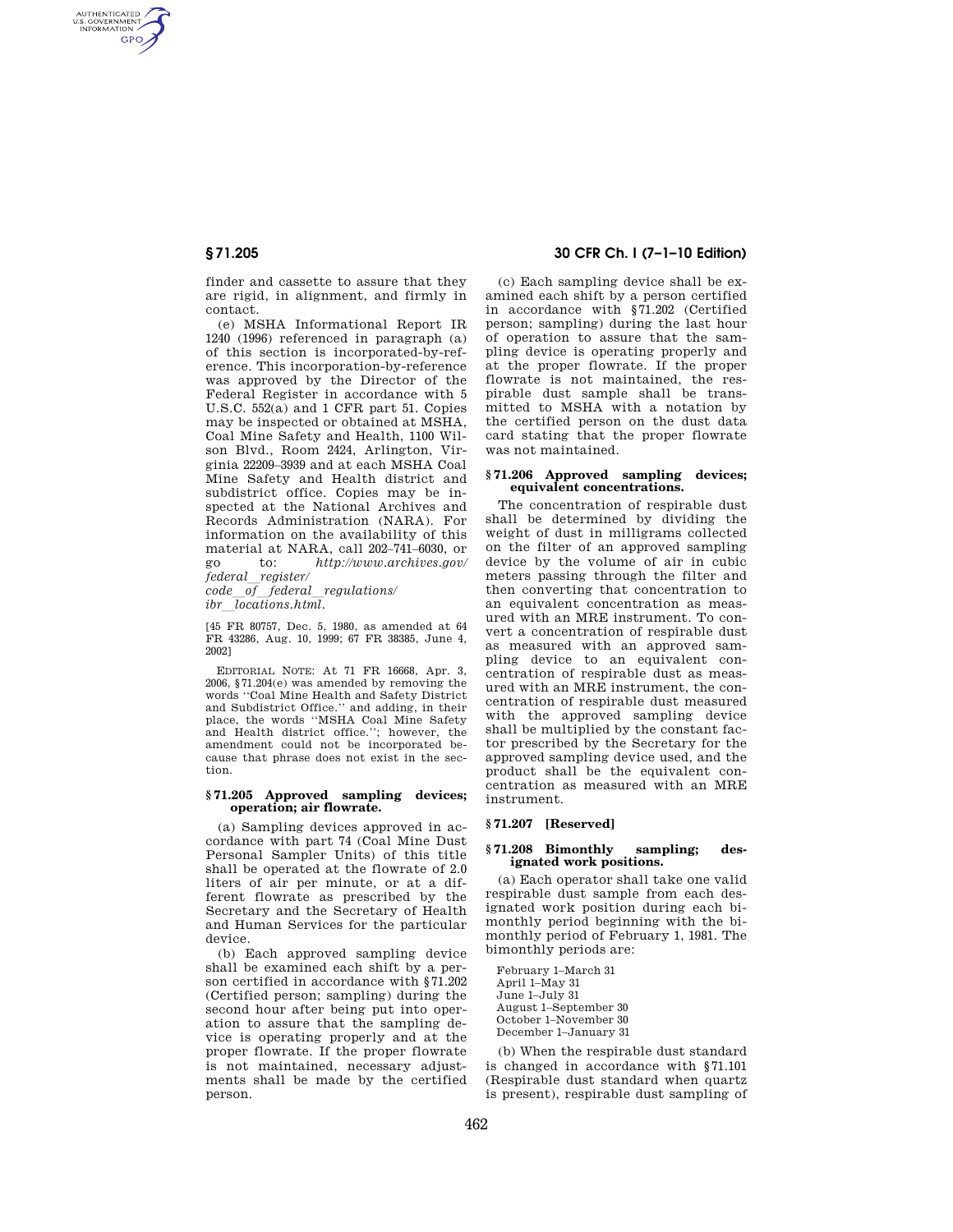finder and cassette to assure that they are rigid, in alignment, and firmly in contact.

(e) MSHA Informational Report IR 1240 (1996) referenced in paragraph (a) of this section is incorporated-by-reference. This incorporation-by-reference was approved by the Director of the Federal Register in accordance with 5 U.S.C. 552(a) and 1 CFR part 51. Copies may be inspected or obtained at MSHA, Coal Mine Safety and Health, 1100 Wilson Blvd., Room 2424, Arlington, Virginia 22209–3939 and at each MSHA Coal Mine Safety and Health district and subdistrict office. Copies may be inspected at the National Archives and Records Administration (NARA). For information on the availability of this material at NARA, call 202–741–6030, or go to: *http://www.archives.gov/federal_register/code_of_federal_regulations/ibr_locations.html*.

[45 FR 80757, Dec. 5, 1980, as amended at 64 FR 43286, Aug. 10, 1999; 67 FR 38385, June 4, 2002]

EDITORIAL NOTE: At 71 FR 16668, Apr. 3, 2006, §71.204(e) was amended by removing the words ''Coal Mine Health and Safety District and Subdistrict Office.'' and adding, in their place, the words ''MSHA Coal Mine Safety and Health district office.''; however, the amendment could not be incorporated because that phrase does not exist in the section.

## § 71.205 Approved sampling devices; operation; air flowrate.

(a) Sampling devices approved in accordance with part 74 (Coal Mine Dust Personal Sampler Units) of this title shall be operated at the flowrate of 2.0 liters of air per minute, or at a different flowrate as prescribed by the Secretary and the Secretary of Health and Human Services for the particular device.

(b) Each approved sampling device shall be examined each shift by a person certified in accordance with §71.202 (Certified person; sampling) during the second hour after being put into operation to assure that the sampling device is operating properly and at the proper flowrate. If the proper flowrate is not maintained, necessary adjustments shall be made by the certified person.

(c) Each sampling device shall be examined each shift by a person certified in accordance with §71.202 (Certified person; sampling) during the last hour of operation to assure that the sampling device is operating properly and at the proper flowrate. If the proper flowrate is not maintained, the respirable dust sample shall be transmitted to MSHA with a notation by the certified person on the dust data card stating that the proper flowrate was not maintained.

## § 71.206 Approved sampling devices; equivalent concentrations.

The concentration of respirable dust shall be determined by dividing the weight of dust in milligrams collected on the filter of an approved sampling device by the volume of air in cubic meters passing through the filter and then converting that concentration to an equivalent concentration as measured with an MRE instrument. To convert a concentration of respirable dust as measured with an approved sampling device to an equivalent concentration of respirable dust as measured with an MRE instrument, the concentration of respirable dust measured with the approved sampling device shall be multiplied by the constant factor prescribed by the Secretary for the approved sampling device used, and the product shall be the equivalent concentration as measured with an MRE instrument.

## § 71.207 [Reserved]

## § 71.208 Bimonthly sampling; designated work positions.

(a) Each operator shall take one valid respirable dust sample from each designated work position during each bimonthly period beginning with the bimonthly period of February 1, 1981. The bimonthly periods are:

February 1–March 31
April 1–May 31
June 1–July 31
August 1–September 30
October 1–November 30
December 1–January 31

(b) When the respirable dust standard is changed in accordance with §71.101 (Respirable dust standard when quartz is present), respirable dust sampling of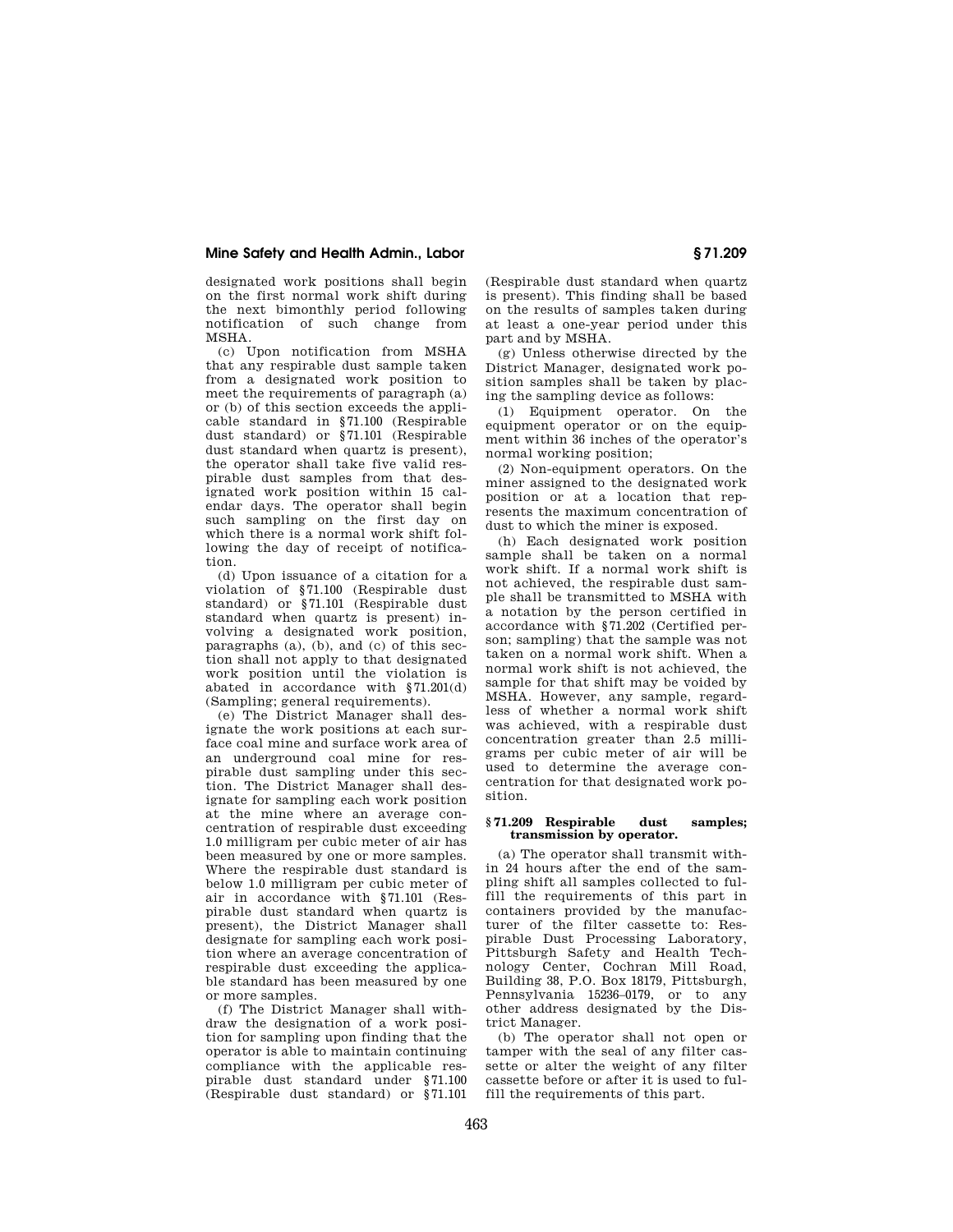designated work positions shall begin on the first normal work shift during the next bimonthly period following notification of such change from MSHA.

(c) Upon notification from MSHA that any respirable dust sample taken from a designated work position to meet the requirements of paragraph (a) or (b) of this section exceeds the applicable standard in §71.100 (Respirable dust standard) or §71.101 (Respirable dust standard when quartz is present), the operator shall take five valid respirable dust samples from that designated work position within 15 calendar days. The operator shall begin such sampling on the first day on which there is a normal work shift following the day of receipt of notification.

(d) Upon issuance of a citation for a violation of §71.100 (Respirable dust standard) or §71.101 (Respirable dust standard when quartz is present) involving a designated work position, paragraphs (a), (b), and (c) of this section shall not apply to that designated work position until the violation is abated in accordance with §71.201(d) (Sampling; general requirements).

(e) The District Manager shall designate the work positions at each surface coal mine and surface work area of an underground coal mine for respirable dust sampling under this section. The District Manager shall designate for sampling each work position at the mine where an average concentration of respirable dust exceeding 1.0 milligram per cubic meter of air has been measured by one or more samples. Where the respirable dust standard is below 1.0 milligram per cubic meter of air in accordance with §71.101 (Respirable dust standard when quartz is present), the District Manager shall designate for sampling each work position where an average concentration of respirable dust exceeding the applicable standard has been measured by one or more samples.

(f) The District Manager shall withdraw the designation of a work position for sampling upon finding that the operator is able to maintain continuing compliance with the applicable respirable dust standard under §71.100 (Respirable dust standard) or §71.101 (Respirable dust standard when quartz is present). This finding shall be based on the results of samples taken during at least a one-year period under this part and by MSHA.

(g) Unless otherwise directed by the District Manager, designated work position samples shall be taken by placing the sampling device as follows:

(1) Equipment operator. On the equipment operator or on the equipment within 36 inches of the operator's normal working position;

(2) Non-equipment operators. On the miner assigned to the designated work position or at a location that represents the maximum concentration of dust to which the miner is exposed.

(h) Each designated work position sample shall be taken on a normal work shift. If a normal work shift is not achieved, the respirable dust sample shall be transmitted to MSHA with a notation by the person certified in accordance with §71.202 (Certified person; sampling) that the sample was not taken on a normal work shift. When a normal work shift is not achieved, the sample for that shift may be voided by MSHA. However, any sample, regardless of whether a normal work shift was achieved, with a respirable dust concentration greater than 2.5 milligrams per cubic meter of air will be used to determine the average concentration for that designated work position.

### §71.209 Respirable dust samples; transmission by operator.

(a) The operator shall transmit within 24 hours after the end of the sampling shift all samples collected to fulfill the requirements of this part in containers provided by the manufacturer of the filter cassette to: Respirable Dust Processing Laboratory, Pittsburgh Safety and Health Technology Center, Cochran Mill Road, Building 38, P.O. Box 18179, Pittsburgh, Pennsylvania 15236–0179, or to any other address designated by the District Manager.

(b) The operator shall not open or tamper with the seal of any filter cassette or alter the weight of any filter cassette before or after it is used to fulfill the requirements of this part.